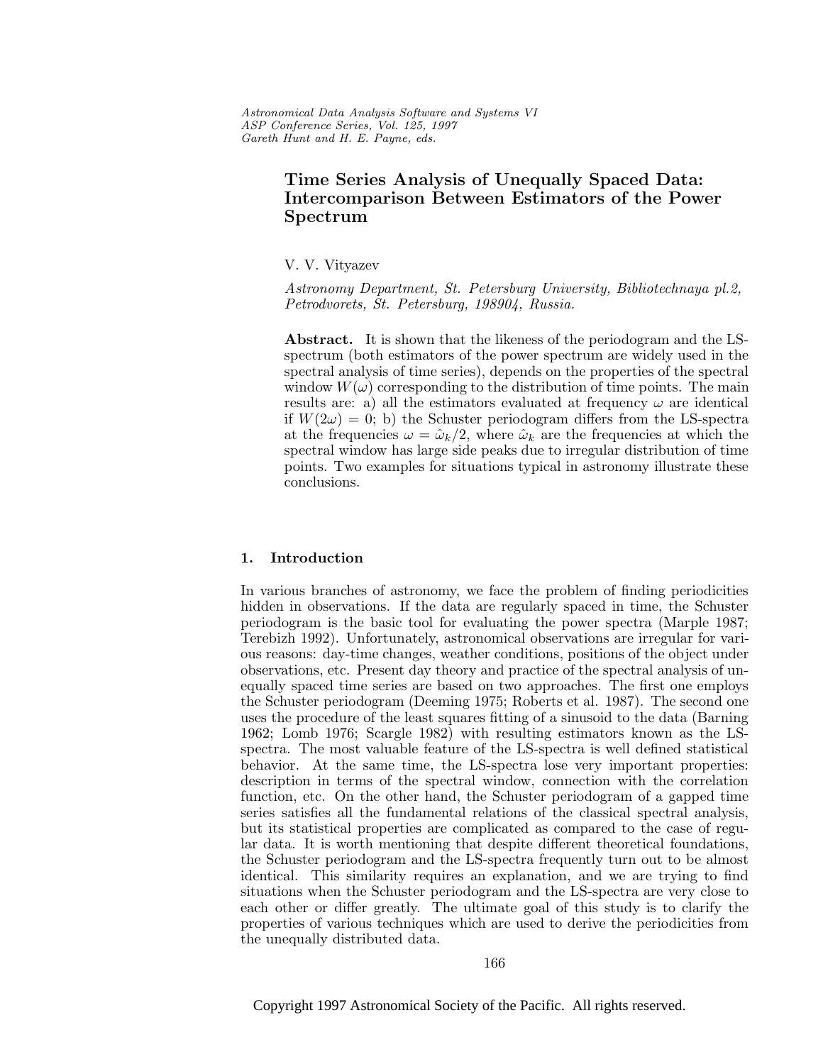# Time Series Analysis of Unequally Spaced Data: Intercomparison Between Estimators of the Power Spectrum

V. V. Vityazev

*Astronomy Department, St. Petersburg University, Bibliotechnaya pl.2, Petrodvorets, St. Petersburg, 198904, Russia.*

**Abstract.** It is shown that the likeness of the periodogram and the LS-spectrum (both estimators of the power spectrum are widely used in the spectral analysis of time series), depends on the properties of the spectral window $W(\omega)$ corresponding to the distribution of time points. The main results are: a) all the estimators evaluated at frequency $\omega$ are identical if $W(2\omega) = 0$; b) the Schuster periodogram differs from the LS-spectra at the frequencies $\omega = \hat{\omega}_k/2$, where $\hat{\omega}_k$ are the frequencies at which the spectral window has large side peaks due to irregular distribution of time points. Two examples for situations typical in astronomy illustrate these conclusions.

## 1. Introduction

In various branches of astronomy, we face the problem of finding periodicities hidden in observations. If the data are regularly spaced in time, the Schuster periodogram is the basic tool for evaluating the power spectra (Marple 1987; Terebizh 1992). Unfortunately, astronomical observations are irregular for various reasons: day-time changes, weather conditions, positions of the object under observations, etc. Present day theory and practice of the spectral analysis of unequally spaced time series are based on two approaches. The first one employs the Schuster periodogram (Deeming 1975; Roberts et al. 1987). The second one uses the procedure of the least squares fitting of a sinusoid to the data (Barning 1962; Lomb 1976; Scargle 1982) with resulting estimators known as the LS-spectra. The most valuable feature of the LS-spectra is well defined statistical behavior. At the same time, the LS-spectra lose very important properties: description in terms of the spectral window, connection with the correlation function, etc. On the other hand, the Schuster periodogram of a gapped time series satisfies all the fundamental relations of the classical spectral analysis, but its statistical properties are complicated as compared to the case of regular data. It is worth mentioning that despite different theoretical foundations, the Schuster periodogram and the LS-spectra frequently turn out to be almost identical. This similarity requires an explanation, and we are trying to find situations when the Schuster periodogram and the LS-spectra are very close to each other or differ greatly. The ultimate goal of this study is to clarify the properties of various techniques which are used to derive the periodicities from the unequally distributed data.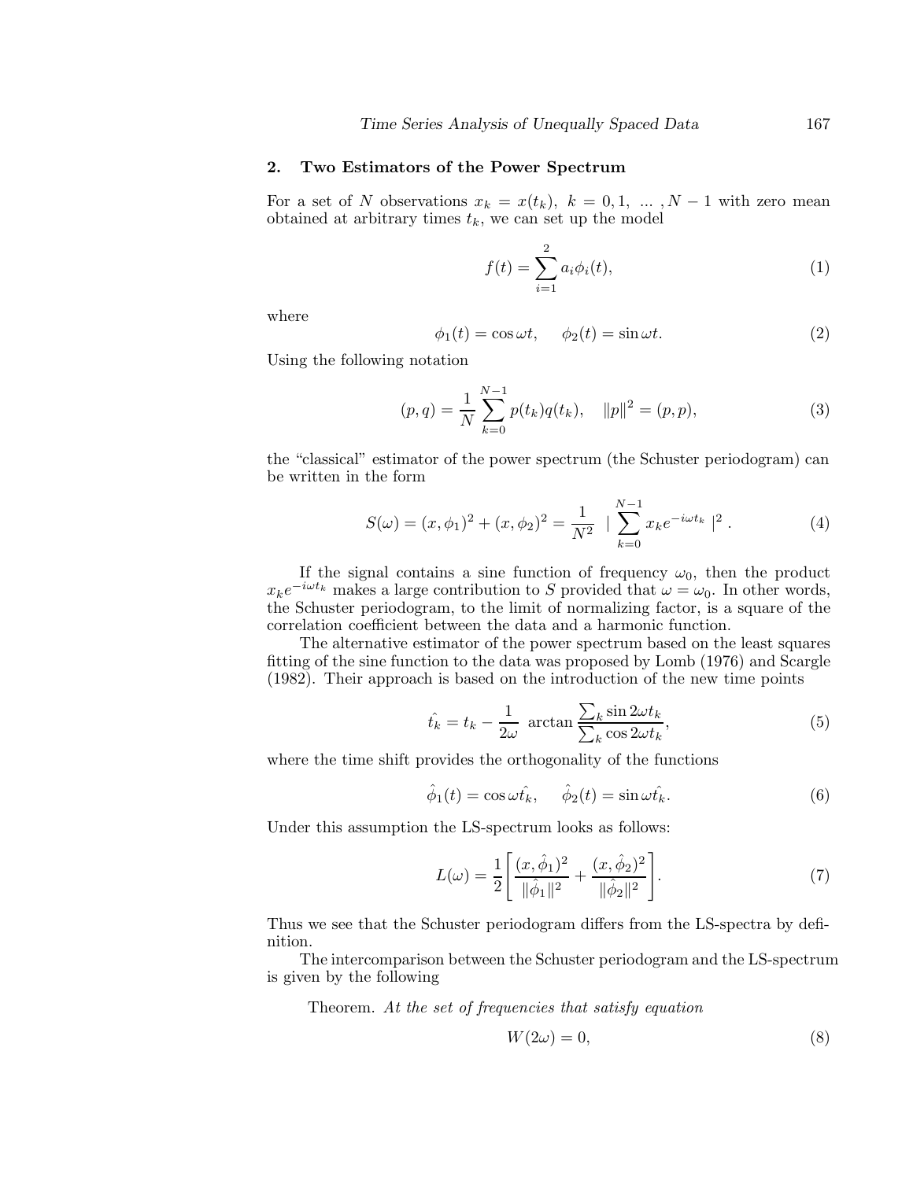## 2. Two Estimators of the Power Spectrum

For a set of $N$ observations $x_k = x(t_k),\ k = 0, 1,\ \ldots\ , N-1$ with zero mean obtained at arbitrary times $t_k$, we can set up the model

$$f(t) = \sum_{i=1}^{2} a_i \phi_i(t), \tag{1}$$

where

$$\phi_1(t) = \cos \omega t, \qquad \phi_2(t) = \sin \omega t. \tag{2}$$

Using the following notation

$$(p, q) = \frac{1}{N} \sum_{k=0}^{N-1} p(t_k) q(t_k), \quad \|p\|^2 = (p, p), \tag{3}$$

the "classical" estimator of the power spectrum (the Schuster periodogram) can be written in the form

$$S(\omega) = (x, \phi_1)^2 + (x, \phi_2)^2 = \frac{1}{N^2} \ \left| \sum_{k=0}^{N-1} x_k e^{-i\omega t_k} \right|^2 . \tag{4}$$

If the signal contains a sine function of frequency $\omega_0$, then the product $x_k e^{-i\omega t_k}$ makes a large contribution to $S$ provided that $\omega = \omega_0$. In other words, the Schuster periodogram, to the limit of normalizing factor, is a square of the correlation coefficient between the data and a harmonic function.

The alternative estimator of the power spectrum based on the least squares fitting of the sine function to the data was proposed by Lomb (1976) and Scargle (1982). Their approach is based on the introduction of the new time points

$$\hat{t_k} = t_k - \frac{1}{2\omega} \ \arctan \frac{\sum_k \sin 2\omega t_k}{\sum_k \cos 2\omega t_k}, \tag{5}$$

where the time shift provides the orthogonality of the functions

$$\hat{\phi}_1(t) = \cos \omega \hat{t_k}, \qquad \hat{\phi}_2(t) = \sin \omega \hat{t_k}. \tag{6}$$

Under this assumption the LS-spectrum looks as follows:

$$L(\omega) = \frac{1}{2} \left[ \frac{(x, \hat{\phi}_1)^2}{\|\hat{\phi}_1\|^2} + \frac{(x, \hat{\phi}_2)^2}{\|\hat{\phi}_2\|^2} \right]. \tag{7}$$

Thus we see that the Schuster periodogram differs from the LS-spectra by definition.

The intercomparison between the Schuster periodogram and the LS-spectrum is given by the following

Theorem. *At the set of frequencies that satisfy equation*

$$W(2\omega) = 0, \tag{8}$$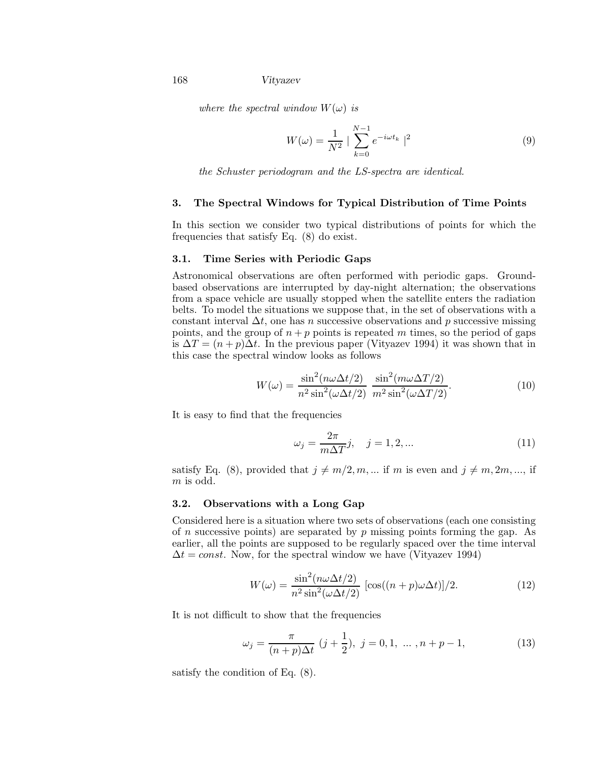*where the spectral window $W(\omega)$ is*

$$W(\omega) = \frac{1}{N^2} \mid \sum_{k=0}^{N-1} e^{-i\omega t_k} \mid^2 \tag{9}$$

*the Schuster periodogram and the LS-spectra are identical.*

## 3. The Spectral Windows for Typical Distribution of Time Points

In this section we consider two typical distributions of points for which the frequencies that satisfy Eq. (8) do exist.

### 3.1. Time Series with Periodic Gaps

Astronomical observations are often performed with periodic gaps. Ground-based observations are interrupted by day-night alternation; the observations from a space vehicle are usually stopped when the satellite enters the radiation belts. To model the situations we suppose that, in the set of observations with a constant interval $\Delta t$, one has $n$ successive observations and $p$ successive missing points, and the group of $n+p$ points is repeated $m$ times, so the period of gaps is $\Delta T = (n+p)\Delta t$. In the previous paper (Vityazev 1994) it was shown that in this case the spectral window looks as follows

$$W(\omega) = \frac{\sin^2(n\omega\Delta t/2)}{n^2\sin^2(\omega\Delta t/2)} \; \frac{\sin^2(m\omega\Delta T/2)}{m^2\sin^2(\omega\Delta T/2)}. \tag{10}$$

It is easy to find that the frequencies

$$\omega_j = \frac{2\pi}{m\Delta T}j, \quad j = 1, 2, ... \tag{11}$$

satisfy Eq. (8), provided that $j \neq m/2, m, ...$ if $m$ is even and $j \neq m, 2m, ...,$ if $m$ is odd.

### 3.2. Observations with a Long Gap

Considered here is a situation where two sets of observations (each one consisting of $n$ successive points) are separated by $p$ missing points forming the gap. As earlier, all the points are supposed to be regularly spaced over the time interval $\Delta t = const$. Now, for the spectral window we have (Vityazev 1994)

$$W(\omega) = \frac{\sin^2(n\omega\Delta t/2)}{n^2\sin^2(\omega\Delta t/2)} \; [\cos((n+p)\omega\Delta t)]/2. \tag{12}$$

It is not difficult to show that the frequencies

$$\omega_j = \frac{\pi}{(n+p)\Delta t} \; (j + \frac{1}{2}), \;\; j = 0, 1, \; ... \; , n+p-1, \tag{13}$$

satisfy the condition of Eq. (8).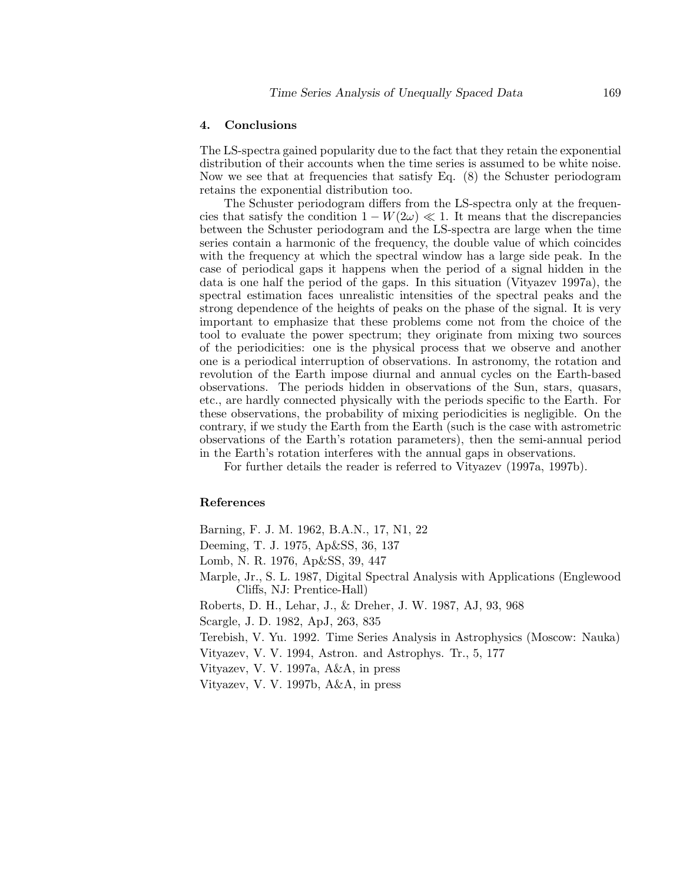## 4. Conclusions

The LS-spectra gained popularity due to the fact that they retain the exponential distribution of their accounts when the time series is assumed to be white noise. Now we see that at frequencies that satisfy Eq. (8) the Schuster periodogram retains the exponential distribution too.

The Schuster periodogram differs from the LS-spectra only at the frequencies that satisfy the condition $1 - W(2\omega) \ll 1$. It means that the discrepancies between the Schuster periodogram and the LS-spectra are large when the time series contain a harmonic of the frequency, the double value of which coincides with the frequency at which the spectral window has a large side peak. In the case of periodical gaps it happens when the period of a signal hidden in the data is one half the period of the gaps. In this situation (Vityazev 1997a), the spectral estimation faces unrealistic intensities of the spectral peaks and the strong dependence of the heights of peaks on the phase of the signal. It is very important to emphasize that these problems come not from the choice of the tool to evaluate the power spectrum; they originate from mixing two sources of the periodicities: one is the physical process that we observe and another one is a periodical interruption of observations. In astronomy, the rotation and revolution of the Earth impose diurnal and annual cycles on the Earth-based observations. The periods hidden in observations of the Sun, stars, quasars, etc., are hardly connected physically with the periods specific to the Earth. For these observations, the probability of mixing periodicities is negligible. On the contrary, if we study the Earth from the Earth (such is the case with astrometric observations of the Earth's rotation parameters), then the semi-annual period in the Earth's rotation interferes with the annual gaps in observations.

For further details the reader is referred to Vityazev (1997a, 1997b).

## References

Barning, F. J. M. 1962, B.A.N., 17, N1, 22

Deeming, T. J. 1975, Ap&SS, 36, 137

Lomb, N. R. 1976, Ap&SS, 39, 447

Marple, Jr., S. L. 1987, Digital Spectral Analysis with Applications (Englewood Cliffs, NJ: Prentice-Hall)

Roberts, D. H., Lehar, J., & Dreher, J. W. 1987, AJ, 93, 968

Scargle, J. D. 1982, ApJ, 263, 835

Terebish, V. Yu. 1992. Time Series Analysis in Astrophysics (Moscow: Nauka)

Vityazev, V. V. 1994, Astron. and Astrophys. Tr., 5, 177

Vityazev, V. V. 1997a, A&A, in press

Vityazev, V. V. 1997b, A&A, in press